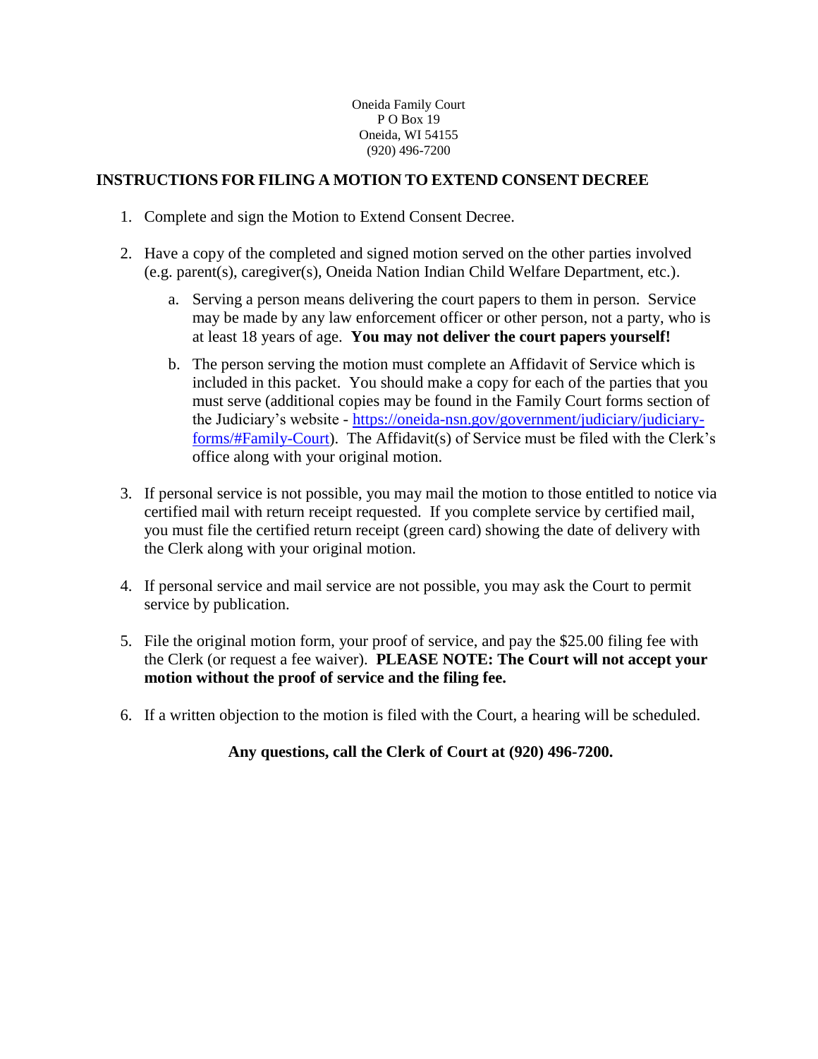Oneida Family Court
P O Box 19
Oneida, WI 54155
(920) 496-7200

## INSTRUCTIONS FOR FILING A MOTION TO EXTEND CONSENT DECREE

1. Complete and sign the Motion to Extend Consent Decree.

2. Have a copy of the completed and signed motion served on the other parties involved (e.g. parent(s), caregiver(s), Oneida Nation Indian Child Welfare Department, etc.).

   a. Serving a person means delivering the court papers to them in person. Service may be made by any law enforcement officer or other person, not a party, who is at least 18 years of age. **You may not deliver the court papers yourself!**

   b. The person serving the motion must complete an Affidavit of Service which is included in this packet. You should make a copy for each of the parties that you must serve (additional copies may be found in the Family Court forms section of the Judiciary's website - https://oneida-nsn.gov/government/judiciary/judiciary-forms/#Family-Court). The Affidavit(s) of Service must be filed with the Clerk's office along with your original motion.

3. If personal service is not possible, you may mail the motion to those entitled to notice via certified mail with return receipt requested. If you complete service by certified mail, you must file the certified return receipt (green card) showing the date of delivery with the Clerk along with your original motion.

4. If personal service and mail service are not possible, you may ask the Court to permit service by publication.

5. File the original motion form, your proof of service, and pay the $25.00 filing fee with the Clerk (or request a fee waiver). **PLEASE NOTE: The Court will not accept your motion without the proof of service and the filing fee.**

6. If a written objection to the motion is filed with the Court, a hearing will be scheduled.

**Any questions, call the Clerk of Court at (920) 496-7200.**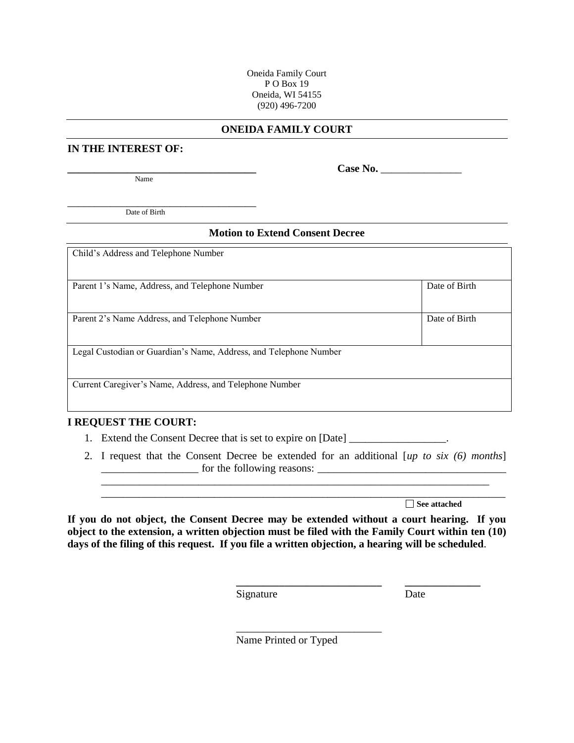Oneida Family Court
P O Box 19
Oneida, WI 54155
(920) 496-7200

## ONEIDA FAMILY COURT

**IN THE INTEREST OF:**

___________________________________ **Case No.** _______________
Name

_____________________________________
Date of Birth

### Motion to Extend Consent Decree

| Child's Address and Telephone Number | |
|---|---|
| Parent 1's Name, Address, and Telephone Number | Date of Birth |
| Parent 2's Name Address, and Telephone Number | Date of Birth |
| Legal Custodian or Guardian's Name, Address, and Telephone Number | |
| Current Caregiver's Name, Address, and Telephone Number | |

**I REQUEST THE COURT:**

1. Extend the Consent Decree that is set to expire on [Date] __________________.
2. I request that the Consent Decree be extended for an additional [*up to six (6) months*] __________________ for the following reasons: ___________________________________
   ___________________________________________________________________________
   ___________________________________________________________________________

   ☐ **See attached**

**If you do not object, the Consent Decree may be extended without a court hearing. If you object to the extension, a written objection must be filed with the Family Court within ten (10) days of the filing of this request. If you file a written objection, a hearing will be scheduled**.

___________________________ ______________
Signature Date

___________________________
Name Printed or Typed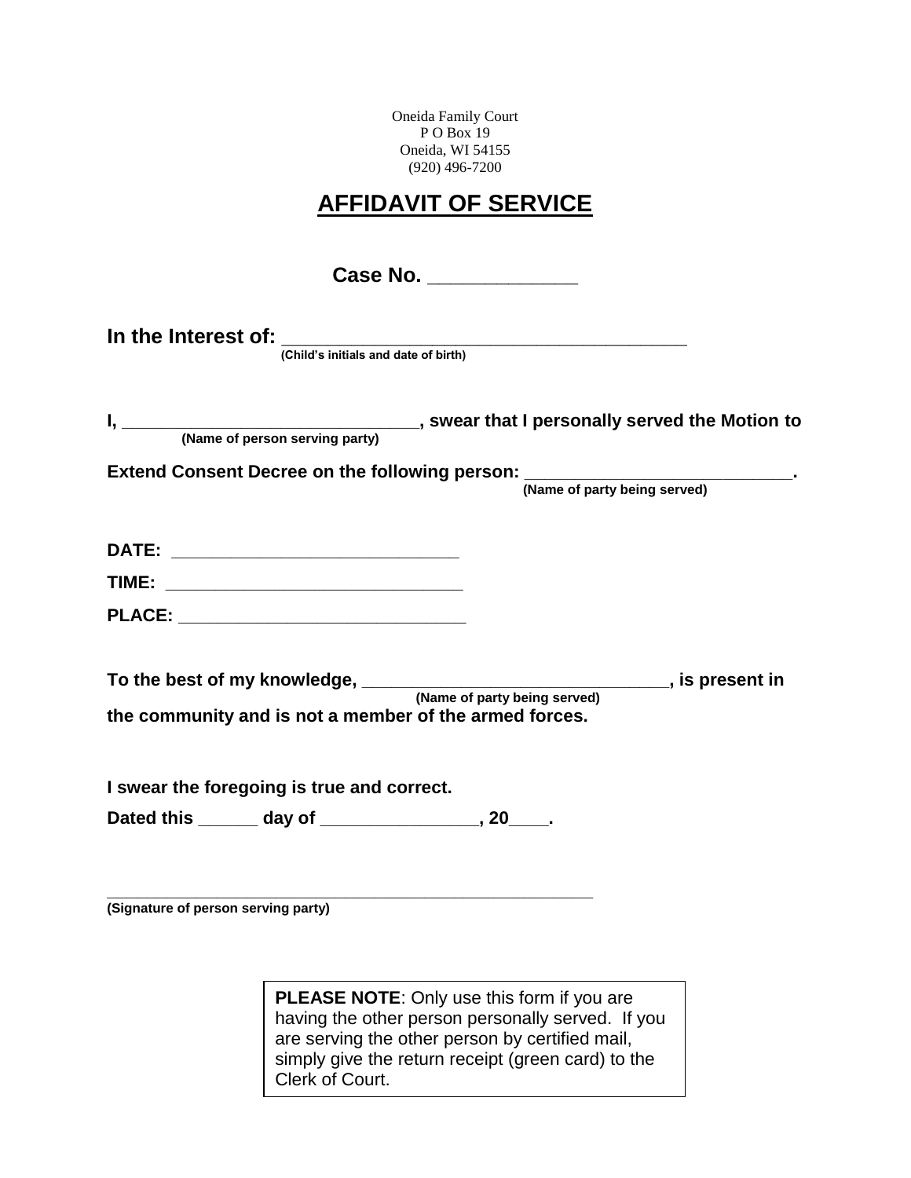Oneida Family Court
P O Box 19
Oneida, WI 54155
(920) 496-7200

# AFFIDAVIT OF SERVICE

**Case No. _____________**

**In the Interest of: ________________________________________**
**(Child's initials and date of birth)**

**I, ______________________________, swear that I personally served the Motion to**
**(Name of person serving party)**

**Extend Consent Decree on the following person: ___________________________.**
**(Name of party being served)**

**DATE: ______________________________**

**TIME: ______________________________**

**PLACE: ______________________________**

**To the best of my knowledge, ______________________________, is present in**
**(Name of party being served)**
**the community and is not a member of the armed forces.**

**I swear the foregoing is true and correct.**

**Dated this ______ day of ________________, 20____.**

________________________________________________
**(Signature of person serving party)**

**PLEASE NOTE**: Only use this form if you are having the other person personally served. If you are serving the other person by certified mail, simply give the return receipt (green card) to the Clerk of Court.